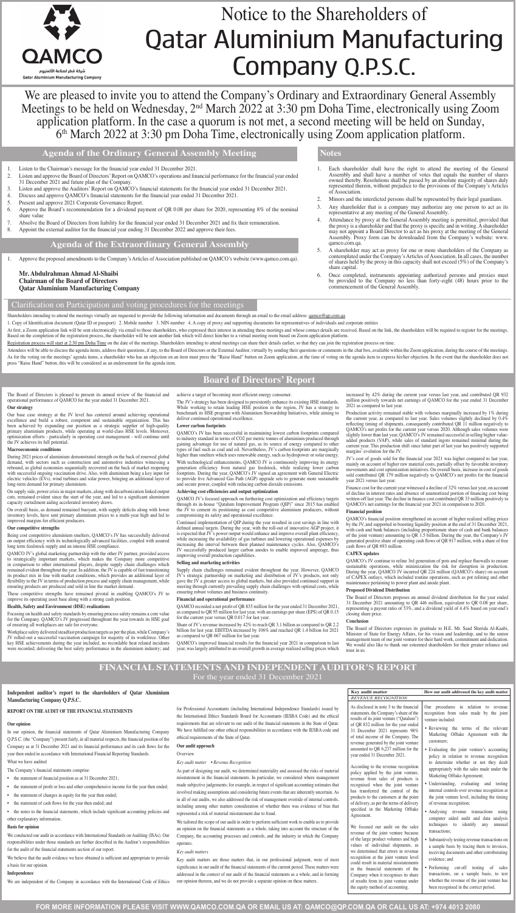# Notice to the Shareholders of Qatar Aluminium Manufacturing Company Q.P.S.C.

QAMCO

شركة قطر لصناعة الألمنيوم

Qatar Aluminium Manufacturing Company

We are pleased to invite you to attend the Company's Ordinary and Extraordinary General Assembly Meetings to be held on Wednesday, 2nd March 2022 at 3:30 pm Doha Time, electronically using Zoom application platform. In the case a quorum is not met, a second meeting will be held on Sunday, 6th March 2022 at 3:30 pm Doha Time, electronically using Zoom application platform.

## Agenda of the Ordinary General Assembly Meeting

1. Listen to the Chairman's message for the financial year ended 31 December 2021.
2. Listen and approve the Board of Directors' Report on QAMCO's operations and financial performance for the financial year ended 31 December 2021 and future plan of the Company.
3. Listen and approve the Auditors' Report on QAMCO's financial statements for the financial year ended 31 December 2021.
4. Discuss and approve QAMCO's financial statements for the financial year ended 31 December 2021.
5. Present and approve 2021 Corporate Governance Report.
6. Approve the Board's recommendation for a dividend payment of QR 0.08 per share for 2020, representing 8% of the nominal share value
7. Absolve the Board of Directors from liability for the financial year ended 31 December 2021 and fix their remuneration.
8. Appoint the external auditor for the financial year ending 31 December 2022 and approve their fees.

## Agenda of the Extraordinary General Assembly

1. Approve the proposed amendments to the Company's Articles of Association published on QAMCO's website (www.qamco.com.qa).

**Mr. Abdulrahman Ahmad Al-Shaibi**
**Chairman of the Board of Directors**
**Qatar Aluminium Manufacturing Company**

## Notes

1. Each shareholder shall have the right to attend the meeting of the General Assembly and shall have a number of votes that equals the number of shares owned thereby. Resolutions shall be passed by an absolute majority of shares duly represented therein, without prejudice to the provisions of the Company's Articles of Association.
2. Minors and the interdicted persons shall be represented by their legal guardians.
3. Any shareholder that is a company may authorize any one person to act as its representative at any meeting of the General Assembly.
4. Attendance by proxy at the General Assembly meeting is permitted, provided that the proxy is a shareholder and that the proxy is specific and in writing. A shareholder may not appoint a Board Director to act as his proxy at the meeting of the General Assembly. Proxy form can be downloaded from the Company's website: www.qamco.com.qa.
5. A shareholder may act as proxy for one or more shareholders of the Company as contemplated under the Company's Articles of Association. In all cases, the number of shares held by the proxy in this capacity shall not exceed (5%) of the Company's share capital.
6. Once completed, instruments appointing authorized persons and proxies must be provided to the Company no less than forty-eight (48) hour prior to the commencement of the General Assembly.

## Clarification on Participation and voting procedures for the meetings

Shareholders intending to attend the meetings virtually are requested to provide the following information and documents through an email to the email address: qamco@qp.com.qa

1. Copy of Identification document (Qatar ID or passport) 2. Mobile number 3. NIN number 4. A copy of proxy and supporting documents for representatives of individuals and corporate entities

At first, a Zoom application link will be sent electronically via email to those shareholders, who expressed their interest in attending these meetings and whose contact details are received. Based on the link, the shareholders will be required to register for the meetings. Based on the completion of the registration process, the shareholder will be sent another link which will direct him/her to a virtual meeting room based on Zoom application platform.

Registration process will start at 2:30 pm Doha Time on the date of the meetings. Shareholders intending to attend meetings can share their details earlier, so that they can join the registration process on time.

Attendees will be able to discuss the agenda items, address their questions, if any, to the Board of Directors or the External Auditor, virtually by sending their questions or comments in the chat box, available within the Zoom application, during the course of the meetings. As for the voting on the meetings' agenda items, a shareholder who has an objection on an item must press the "Raise Hand" button on Zoom application, at the time of voting on the agenda item to express his/her objection. In the event that the shareholder does not press "Raise Hand" button, this will be considered as an endorsement for the agenda item.

## Board of Directors' Report

The Board of Directors is pleased to present its annual review of the financial and operational performance of QAMCO for the year ended 31 December 2021.

### Our strategy

Our base case strategy at the JV level has centered around achieving operational excellence and build a robust, competent and sustainable organization. This has been achieved by expanding our position as a strategic supplier of high-quality primary aluminium products, while operating at world-class HSE levels. Moreover, optimization efforts - particularly in operating cost management - will continue until the JV achieves its full potential.

### Macroeconomic conditions

During 2021 prices of aluminium demonstrated strength on the back of renewed global demand, with sectors such as construction and automotive industries witnessing a rebound, as global economies sequentially recovered on the back of market reopening with successful ongoing vaccination drive. Also, with aluminium being a key input for electric vehicles (EVs), wind turbines and solar power, bringing an additional layer of long-term demand for primary aluminium.

On supply side, power crisis in major markets, along with decarbonization linked output cuts, remained evident since the start of the year, and led to a significant aluminium capacity curtailment aiding accelerated inventory draws.

On overall basis, as demand remained buoyant, with supply deficits along with lower inventory levels, have sent primary aluminium prices to a multi-year high and led to improved margins for efficient producers.

### Our competitive strengths

Being cost competitive aluminium smelters, QAMCO's JV has successfully delivered on output efficiency with its technologically advanced facilities, coupled with assured long term feedstock supply and an intense HSE compliance.

QAMCO JV's global marketing partnership with the other JV partner, provided access to strategically important markets, which makes the Company more competitive in comparison to other international players, despite supply chain challenges which remained evident throughout the year. In addition, the JV is capable of fast transitioning its product mix in line with market conditions, which provides an additional layer of flexibility to the JV in terms of production process and supply chain management, while ensuring products are produced and sold in line the market demand.

These competitive strengths have remained pivotal in enabling QAMCO's JV to improve its operating asset base along with a strong cash position.

### Health, Safety and Environment (HSE) realizations

Focusing on health and safety standards by ensuring process safety remains a core value for the Company. QAMCO's JV progressed throughout the year towards its HSE goal of ensuring all workplaces are safe for everyone.

Workplace safety affirmed steadfast production targets as per the plan, while Company's JV rolled-out a successful vaccination campaign for majority of its workforce. Other key HSE achievements during the year included, no recordable heat related incidents were recorded; delivering the best safety performance in the aluminium industry; and achieve a target of becoming most efficient energy consumer.

The JV's strategy has been designed to persistently enhance its existing HSE standards. While working to retain leading HSE position in the region, JV has a strategy to benchmark its HSE program with Aluminium Stewardship Initiatives, while aiming to deliver continued operational excellence.

### Lower carbon footprints

QAMCO's JV has been successful in maintaining lowest carbon footprints compared to industry standard in terms of $CO_2$ per metric tonnes of aluminium produced through gaining advantage for use of natural gas, as its source of energy compared to other types of fuel such as coal and oil. Nevertheless, JV's carbon footprints are marginally higher than smelters which uses renewable energy, such as hydropower or solar energy.

With technological enhancements, QAMCO JV is continuously improving its energy generation efficiency from natural gas feedstock, while realizing lower carbon footprints. During the year, QAMCO's JV signed an agreement with General Electric to provide five Advanced Gas Path (AGP) upgrade sets to generate more sustainable and secure power, coupled with reducing carbon dioxide emissions.

### Achieving cost efficiencies and output optimization

QAMCO JV's focused approach on furthering cost optimization and efficiency targets through its in-house "Qatalum Improvement Program (QIP)" since 2015 has enabled the JV to cement its positioning as cost competitive aluminium producers, without compromising its safety and operational excellence.

Continued implementation of QIP during the year resulted in cost savings in line with defined annual targets. During the year, with the roll-out of innovative AGP project, it is expected that JV's power output would enhance and improve overall plant efficiency, while increasing the availability of gas turbines and lowering operational expenses by increasing the interval between their planned maintenance cycles. Also, QAMCO's JV successfully produced larger carbon anodes to enable improved amperage, thus improving overall production capabilities.

### Selling and marketing activities

Supply chain challenges remained evident throughout the year. However, QAMCO JV's strategic partnership on marketing and distribution of JV's products, not only gave the JV a greater access to global markets, but also provided continued support in steering through currently prevailing supply chain challenges with optimal costs, while ensuring robust volumes and business continuity.

### Financial and operational performance

QAMCO recorded a net profit of QR 835 million for the year ended 31 December 2021, as compared to QR 95 million for last year, with an earnings per share (EPS) of QR 0.15 for the current year versus QR 0.017 for last year.

Share of JV's revenue increased by 42% to reach QR 3.1 billion as compared to QR 2.2 billion for last year. EBITDA increased by 106% and reached QR 1.4 billion for 2021 as compared to QR 667 million for last year.

QAMCO's improved financial results for the financial year 2021 in comparison to last year, was largely attributed to an overall growth in average realized selling prices which increased by 42% during the current year versus last year, and contributed QR 932 million positively towards net earnings of QAMCO for the year ended 31 December 2021 as compared to last year.

Production activity remained stable with volumes marginally increased by 1% during the current year, as compared to last year. Sales volumes slightly declined by 0.4% reflecting timing of shipments, consequently contributed QR 11 million negatively to QAMCO's net profits for the current year versus 2020. Although sales volumes were slightly lower than last year, QAMCO's JV remained successful in selling higher value-added products (VAP), while sales of standard ingots remained minimal during the current year. This production shift since latter part of last year has positively supported margins' evolution for the JV.

JV's cost of goods sold for the financial year 2021 was higher compared to last year, mainly on account of higher raw material costs, partially offset by favorable inventory movements and cost optimization initiatives. On overall basis, increase in cost of goods sold contributed QR 179 million negatively to QAMCO's net profits for the financial year 2021 versus last year.

Finance cost for the current year witnessed a decline of 32% versus last year, on account of decline in interest rates and absence of unamortized portion of financing cost being written-off last year. The decline in finance cost contributed QR 33 million positively to QAMCO's net earnings for the financial year 2021 in comparison to 2020.

### Financial position

QAMCO's financial position strengthened on account of higher realized selling prices by the JV, and supported in boosting liquidity position at the end of 31 December 2021, with cash and bank balances (including proportionate share of cash and bank balances of the joint venture) amounting to QR 1.5 billion. During the year, the Company's JV generated positive share of operating cash flows of QR 917 million, with a share of free cash flows of QR 693 million.

### CAPEX updates

QAMCO's JV continue to reline 3rd generation of pots and replace fluewalls to ensure sustainable operations, while minimization the risk for disruption in production. During the year, QAMCO JV incurred QR 224 million (QAMCO's share) on account of CAPEX outlays, which included routine operations, such as pot relining and other maintenance pertaining to power plant and anode plant.

### Proposed Dividend Distribution

The Board of Directors proposes an annual dividend distribution for the year ended 31 December 2021 amounting to QR 446 million, equivalent to QR 0.08 per share, representing a payout ratio of 53%, and a dividend yield of 4.4% based on year-end's closing share price.

### Conclusion

The Board of Directors expresses its gratitude to H.E. Mr. Saad Sherida Al-Kaabi, Minister of State for Energy Affairs, for his vision and leadership, and to the senior management team of our joint venture for their hard work, commitment and dedication. We would also like to thank our esteemed shareholders for their greater reliance and trust in us

## FINANCIAL STATEMENTS AND INDEPENDENT AUDITOR'S REPORT

For the year ended 31 December 2021

**Independent auditor's report to the shareholders of Qatar Aluminium Manufacturing Company Q.P.S.C.**

**REPORT ON THE AUDIT OF THE FINANCIAL STATEMENTS**

**Our opinion**

In our opinion, the financial statements of Qatar Aluminium Manufacturing Company Q.P.S.C. (the "Company") present fairly, in all material respects, the financial position of the Company as at 31 December 2021 and its financial performance and its cash flows for the year then ended in accordance with International Financial Reporting Standards.

What we have audited

The Company's financial statements comprise:

- the statement of financial position as at 31 December 2021;
- the statement of profit or loss and other comprehensive income for the year then ended;
- the statement of changes in equity for the year then ended;
- the statement of cash flows for the year then ended; and
- the notes to the financial statements, which include significant accounting policies and other explanatory information.

**Basis for opinion**

We conducted our audit in accordance with International Standards on Auditing (ISAs). Our responsibilities under those standards are further described in the Auditor's responsibilities for the audit of the financial statements section of our report.

We believe that the audit evidence we have obtained is sufficient and appropriate to provide a basis for our opinion.

**Independence**

We are independent of the Company in accordance with the International Code of Ethics for Professional Accountants (including International Independence Standards) issued by the International Ethics Standards Board for Accountants (IESBA Code) and the ethical requirements that are relevant to our audit of the financial statements in the State of Qatar. We have fulfilled our other ethical responsibilities in accordance with the IESBA code and ethical requirements of the State of Qatar.

**Our audit approach**

Overview

*Key audit matter* • *Revenue Recognition*

As part of designing our audit, we determined materiality and assessed the risks of material misstatement in the financial statements. In particular, we considered where management made subjective judgements; for example, in respect of significant accounting estimates that involved making assumptions and considering future events that are inherently uncertain. As in all of our audits, we also addressed the risk of management override of internal controls, including among other matters consideration of whether there was evidence of bias that represented a risk of material misstatement due to fraud.

We tailored the scope of our audit in order to perform sufficient work to enable us to provide an opinion on the financial statements as a whole, taking into account the structure of the Company, the accounting processes and controls, and the industry in which the Company operates.

*Key audit matters*

Key audit matters are those matters that, in our professional judgment, were of most significance in our audit of the financial statements of the current period. These matters were addressed in the context of our audit of the financial statements as a whole, and in forming our opinion thereon, and we do not provide a separate opinion on these matters.

| Key audit matter | How our audit addressed the key audit matter |
|---|---|
| *REVENUE RECOGNITION* | |
| As disclosed in note 3 to the financial statements, the Company's share of the results of its joint venture ("Qatalum") of QR 832 million for the year ended 31 December 2021 represents 98% of total income of the Company. The revenue generated by the joint venture amounted to QR 6,237 million for the year ended 31 December 2021.<br><br>According to the revenue recognition policy applied by the joint venture, revenue from sales of products is recognised when the joint venture has transferred the control of the products to the customers at the point of delivery, as per the terms of delivery specified in the Marketing Offtake Agreement.<br><br>We focused our audit on the sales revenue of the joint venture because of the large product volumes and high values of individual shipments, as we determined that errors in revenue recognition at the joint venture level could result in material misstatements in the financial statements of the Company when it recognises its share of results from its joint venture under the equity method of accounting. | Our procedures in relation to revenue recognition from sales made by the joint venture included:<br><br>• Reviewing the terms of the relevant Marketing Offtake Agreement with the customers;<br>• Evaluating the joint venture's accounting policy in relation to revenue recognition to determine whether or not they dealt appropriately with the sales made under the Marketing Offtake Agreement;<br>• Understanding, evaluating and testing internal controls over revenue recognition at the joint venture level, including the timing of revenue recognition;<br>• Analysing revenue transactions using computer aided audit and data analysis techniques to identify any unusual transactions;<br>• Substantively testing revenue transactions on a sample basis by tracing them to invoices, receiving documents and other corroborating evidence; and<br>• Performing cut-off testing of sales transactions, on a sample basis, to test whether the revenue of the joint venture has been recognised in the correct period. |

FOR MORE INFORMATION PLEASE VISIT WWW.QAMCO.COM.QA OR EMAIL US AT: QAMCO@QP.COM.QA OR CALL US AT: +974 4013 2080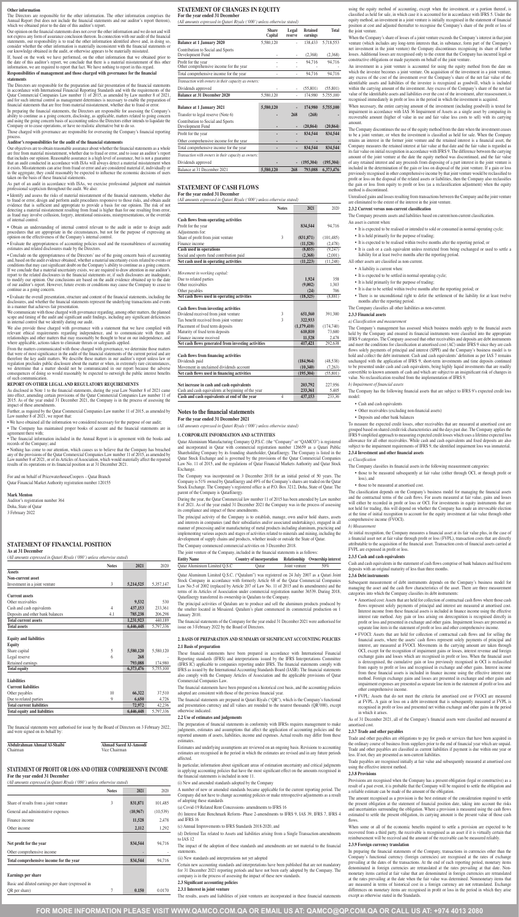## Other information

The Directors are responsible for the other information. The other information comprises the Annual Report (but does not include the financial statements and our auditor's report thereon), which we obtained prior to the date of this auditor's report.

Our opinion on the financial statements does not cover the other information and we do not and will not express any form of assurance conclusion thereon. In connection with our audit of the financial statements, our responsibility is to read the other information identified above and, in doing so, consider whether the other information is materially inconsistent with the financial statements or our knowledge obtained in the audit, or otherwise appears to be materially misstated.

If, based on the work we have performed, on the other information that we obtained prior to the date of this auditor's report, we conclude that there is a material misstatement of this other information, we are required to report that fact. We have nothing to report in this regard.

## Responsibilities of management and those charged with governance for the financial statements

The Directors are responsible for the preparation and fair presentation of the financial statements in accordance with International Financial Reporting Standards and with the requirements of the Qatar Commercial Companies Law number 11 of 2015, as amended by Law number 8 of 2021, and for such internal control as management determines is necessary to enable the preparation of financial statements that are free from material misstatement, whether due to fraud or error.

In preparing the financial statements, the Directors are responsible for assessing the Company's ability to continue as a going concern, disclosing, as applicable, matters related to going concern and using the going concern basis of accounting unless the Directors either intends to liquidate the Company or to cease operations, or have no realistic alternative but to do so.

Those charged with governance are responsible for overseeing the Company's financial reporting process.

## Auditor's responsibilities for the audit of the financial statements

Our objectives are to obtain reasonable assurance about whether the financial statements as a whole are free from material misstatement, whether due to fraud or error, and to issue an auditor's report that includes our opinion. Reasonable assurance is a high level of assurance, but is not a guarantee that an audit conducted in accordance with ISAs will always detect a material misstatement when it exists. Misstatements can arise from fraud or error and are considered material if, individually or in the aggregate, they could reasonably be expected to influence the economic decisions of users taken on the basis of these financial statements.

As part of an audit in accordance with ISAs, we exercise professional judgement and maintain professional scepticism throughout the audit. We also:

- Identify and assess the risks of material misstatement of the financial statements, whether due to fraud or error, design and perform audit procedures responsive to those risks, and obtain audit evidence that is sufficient and appropriate to provide a basis for our opinion. The risk of not detecting a material misstatement resulting from fraud is higher than for one resulting from error, as fraud may involve collusion, forgery, intentional omissions, misrepresentations, or the override of internal control.
- Obtain an understanding of internal control relevant to the audit in order to design audit procedures that are appropriate in the circumstances, but not for the purpose of expressing an opinion on the effectiveness of the Company's internal control.
- Evaluate the appropriateness of accounting policies used and the reasonableness of accounting estimates and related disclosures made by the Directors.
- Conclude on the appropriateness of the Directors' use of the going concern basis of accounting and, based on the audit evidence obtained, whether a material uncertainty exists related to events or conditions that may cast significant doubt on the Company's ability to continue as a going concern. If we conclude that a material uncertainty exists, we are required to draw attention in our auditor's report to the related disclosures in the financial statements or, if such disclosures are inadequate, to modify our opinion. Our conclusions are based on the audit evidence obtained up to the date of our auditor's report. However, future events or conditions may cause the Company to cease to continue as a going concern.
- Evaluate the overall presentation, structure and content of the financial statements, including the disclosures, and whether the financial statements represent the underlying transactions and events in a manner that achieves fair presentation.

We communicate with those charged with governance regarding, among other matters, the planned scope and timing of the audit and significant audit findings, including any significant deficiencies in internal control that we identify during our audit.

We also provide those charged with governance with a statement that we have complied with relevant ethical requirements regarding independence, and to communicate with them all relationships and other matters that may reasonably be thought to bear on our independence, and where applicable, actions taken to eliminate threats or safeguards applied.

From the matters communicated with those charged with governance, we determine those matters that were of most significance in the audit of the financial statements of the current period and are therefore the key audit matters. We describe these matters in our auditor's report unless law or regulation precludes public disclosure about the matter or when, in extremely rare circumstances, we determine that a matter should not be communicated in our report because the adverse consequences of doing so would reasonably be expected to outweigh the public interest benefits of such communication.

## REPORT ON OTHER LEGAL AND REGULATORY REQUIREMENTS

As disclosed in Note 1 to the financial statements, during the year Law Number 8 of 2021 came into effect, amending certain provisions of the Qatar Commercial Companies Law number 11 of 2015. As of the year ended 31 December 2021, the Company is in the process of assessing the impact of these amendments.

Further, as required by the Qatar Commercial Companies Law number 11 of 2015, as amended by Law number 8 of 2021, we report that:

- We have obtained all the information we considered necessary for the purpose of our audit;
- The Company has maintained proper books of account and the financial statements are in agreement there with;
- The financial information included in the Annual Report is in agreement with the books and records of the Company; and
- Nothing has come to our attention, which causes us to believe that the Company has breached any of the provisions of the Qatar Commercial Companies Law number 11 of 2015, as amended by Law number 8 of 2021, or of its Articles of Association, which would materially affect the reported results of its operations or its financial position as at 31 December 2021.

For and on behalf of PricewaterhouseCoopers – Qatar Branch
Qatar Financial Market Authority registration number 120155

**Mark Menton**
Auditor's registration number 364
Doha, State of Qatar
3 February 2022

## STATEMENT OF FINANCIAL POSITION
**As at 31 December**

*(All amounts expressed in Qatari Riyals ('000') unless otherwise stated)*

| | Notes | 2021 | 2020 |
|---|---|---|---|
| **Assets** | | | |
| **Non-current asset** | | | |
| Investment in a joint venture | 3 | **5,214,525** | 5,357,147 |
| **Current assets** | | | |
| Other receivables | | **9,532** | 530 |
| Cash and cash equivalents | 4 | **437,153** | 233,361 |
| Deposits and other bank balances | 4.1 | **785,238** | 206,298 |
| **Total current assets** | | **1,231,923** | 440,189 |
| **Total assets** | | **6,446,448** | 5,797,336 |
| **Equity and liabilities** | | | |
| **Equity** | | | |
| Share capital | 5 | **5,580,120** | 5,580,120 |
| Legal reserve | 6 | **268** | - |
| Retained earnings | | **793,088** | 174,980 |
| **Total equity** | | **6,373,476** | 5,755,100 |
| **Liabilities** | | | |
| **Current liabilities** | | | |
| Other payables | 10 | **66,322** | 37,510 |
| Due to related parties | 9 | **6,650** | 4,726 |
| **Total current liabilities** | | **72,972** | 42,236 |
| **Total equity and liabilities** | | **6,446,448** | 5,797,336 |

The financial statements were authorised for issue by the Board of Directors on 3 February 2022, and were signed on its behalf by:

**Abdulrahman Ahmad Al-Shaibi** — Chairman
**Ahmad Saeed Al-Amoodi** — Vice Chairman

## STATEMENT OF PROFIT OR LOSS AND OTHER COMPREHENSIVE INCOME
**For the year ended 31 December**

*(All amounts expressed in Qatari Riyals ('000') unless otherwise stated)*

| | Notes | 2021 | 2020 |
|---|---|---|---|
| Share of results from a joint venture | 3 | **831,871** | 101,485 |
| General and administrative expenses | | **(10,967)** | (10,539) |
| Finance income | | **11,528** | 2,478 |
| Other income | | **2,112** | 1,292 |
| **Net profit for the year** | | **834,544** | 94,716 |
| Other comprehensive income | | - | - |
| **Total comprehensive income for the year** | | **834,544** | 94,716 |
| **Earnings per share** | | | |
| Basic and diluted earnings per share (expressed in QR per share) | 7 | **0.150** | 0.0170 |

## STATEMENT OF CHANGES IN EQUITY
**For the year ended 31 December**

*(All amounts expressed in Qatari Riyals ('000') unless otherwise stated)*

| | Share Capital | Legal reserve | Retained earnings | Total |
|---|---|---|---|---|
| **Balance at 1 January 2020** | 5,580,120 | - | 138,433 | 5,718,553 |
| Contribution to Social and Sports Development Fund | - | - | (2,368) | (2,368) |
| Profit for the year | - | - | 94,716 | 94,716 |
| Other comprehensive income for the year | - | - | - | - |
| Total comprehensive income for the year | - | - | 94,716 | 94,716 |
| *Transaction with owners in their capacity as owners:* | | | | |
| Dividends approved | - | - | (55,801) | (55,801) |
| **Balance at 31 December 2020** | 5,580,120 | - | 174,980 | 5,755,100 |
| **Balance at 1 January 2021** | **5,580,120** | **-** | **174,980** | **5,755,100** |
| Transfer to legal reserve (Note 6) | - | **268** | **(268)** | - |
| Contribution to Social and Sports Development Fund | - | - | **(20,864)** | **(20,864)** |
| Profit for the year | - | - | **834,544** | **834,544** |
| Other comprehensive income for the year | - | - | - | - |
| Total comprehensive income for the year | - | - | **834,544** | **834,544** |
| *Transaction with owners in their capacity as owners:* | | | | |
| Dividends approved | - | - | **(195,304)** | **(195,304)** |
| Balance at 31 December 2021 | **5,580,120** | **268** | **793,088** | **6,373,476** |

## STATEMENT OF CASH FLOWS
**For the year ended 31 December**

*(All amounts expressed in Qatari Riyals ('000') unless otherwise stated)*

| | Notes | 2021 | 2020 |
|---|---|---|---|
| **Cash flows from operating activities** | | | |
| Profit for the year | | **834,544** | 94,716 |
| Adjustments for: | | | |
| Share of profit from joint venture | 3 | **(831,871)** | (101,485) |
| Finance income | | **(11,528)** | (2,478) |
| **Cash used in operations** | | **(8,855)** | (9,247) |
| Social and sports fund contribution paid | | **(2,368)** | (2,001) |
| **Net cash used in operating activities** | | **(11,223)** | (11,248) |
| *Movement in working capital:* | | | |
| Due to related parties | | **1,924** | 358 |
| Other receivables | | **(9,002)** | 1,303 |
| Other payables | | **(24)** | 706 |
| **Net cash flows used in operating activities** | | **(18,325)** | (8,881) |
| **Cash flows from investing activities** | | | |
| Dividend received from joint venture | 3 | **651,560** | 391,300 |
| Tax benefit received from joint venture | 3 | **322,933** | - |
| Placement of fixed term deposits | | **(1,179,410)** | (174,740) |
| Maturity of fixed term deposits | | **610,810** | 73,600 |
| Finance income received | | **11,528** | 2,478 |
| **Net cash flows generated from investing activities** | | **417,421** | 292,638 |
| **Cash flows from financing activities** | | | |
| Dividends paid | | **(184,964)** | (48,538) |
| Movement in unclaimed dividends account | | **(10,340)** | (7,263) |
| **Net cash flows used in financing activities** | | **(195,304)** | (55,801) |
| **Net increase in cash and cash equivalents** | | **203,792** | 227,956 |
| Cash and cash equivalents at beginning of the year | | **233,361** | 5,405 |
| **Cash and cash equivalents at end of the year** | 4 | **437,153** | 233,36 |

## Notes to the financial statements
**For the year ended 31 December 2021**

*(All amounts expressed in Qatari Riyals ('000') unless otherwise stated)*

### 1. CORPORATE INFORMATION AND ACTIVITIES

Qatar Aluminium Manufacturing Company Q.P.S.C. (the "Company" or "QAMCO") is registered and incorporated in Qatar with commercial registration number 126659 as a Qatari Public Shareholding Company by its founding shareholder, QatarEnergy. The Company is listed on the Qatar Stock Exchange and is governed by the provisions of the Qatar Commercial Companies Law No. 11 of 2015, and the regulations of Qatar Financial Markets Authority and Qatar Stock Exchange.

The Company was incorporated on 3 December 2018 for an initial period of 50 years. The Company is 51% owned by QatarEnergy and 49% of the Company's shares are traded on the Qatar Stock Exchange. The Company's registered office is at P.O. Box 3212, Doha, State of Qatar. The parent of the Company is QatarEnergy.

During the year, the Qatar Commercial law number 11 of 2015 has been amended by Law number 8 of 2021. As of the year ended 31 December 2021 the Company was in the process of assessing its compliance and impact of these amendments.

The principal activity of the Company is to establish, manage, own and/or hold shares, assets and interests in companies (and their subsidiaries and/or associated undertakings), engaged in all manner of processing and/or manufacturing of metal products including aluminium, practicing and implementing various aspects and stages of activities related to minerals and mining, including the development of supply chains and products, whether inside or outside the State of Qatar.

The Company commenced commercial activities on 3 December 2018.

The joint venture of the Company, included in the financial statements is as follows:

| Entity Name | Country of incorporation | Relationship | Ownership interest |
|---|---|---|---|
| Qatar Aluminium Limited Q.S.C | Qatar | Joint venture | 50% |

Qatar Aluminium Limited Q.S.C. ("Qatalum") was registered on 24 July 2007 as a Qatari Joint Stock Company in accordance with formerly Article 68 of the Qatar Commercial Companies Law No.5 of 2002 (replaced by Article 207 of Law No. 11 of 2015 and its amendments) and the terms of its Articles of Association under commercial registration number 36539. During 2018, QatarEnergy transferred its ownership in Qatalum to the Company.

The principal activities of Qatalum are to produce and sell the aluminum products produced by the smelter located in Mesaieed. Qatalum's plant commenced its commercial production on 1 January 2010.

The financial statements of the Company for the year ended 31 December 2021 were authorised for issue on 3 February 2022 by the Board of Directors.

### 2. BASIS OF PREPARATION AND SUMMARY OF SIGNIFICANT ACCOUNTING POLICIES

#### 2.1 Basis of preparation

These financial statements have been prepared in accordance with International Financial Reporting Standards (IFRS) and interpretations issued by the IFRS Interpretations Committee (IFRS IC) applicable to companies reporting under IFRS. The financial statements comply with IFRS as issued by the International Accounting Standards Board (IASB). The financial statements also comply with the Company Articles of Association and the applicable provisions of Qatar Commercial Companies Law.

The financial statements have been prepared on a historical cost basis, and the accounting policies adopted are consistent with those of the previous financial year.

The financial statements are prepared in Qatari Riyals ("QR"), which is the Company's functional and presentation currency and all values are rounded to the nearest thousands (QR'000), except otherwise indicated.

#### 2.2 Use of estimates and judgements

The preparation of financial statements in conformity with IFRSs requires management to make judgments, estimates and assumptions that affect the application of accounting policies and the reported amounts of assets, liabilities, income and expenses. Actual results may differ from these estimates.

Estimates and underlying assumptions are reviewed on an ongoing basis. Revisions to accounting estimates are recognised in the period in which the estimates are revised and in any future periods affected.

In particular, information about significant areas of estimation uncertainty and critical judgments in applying accounting policies that have the most significant effect on the amounts recognised in the financial statements is included in note 11.

(i) New and amended standards adopted by the Company

A number of new or amended standards became applicable for the current reporting period. The Company did not have to change accounting policies or make retrospective adjustments as a result of adopting these standards

(a) Covid-19 Related Rent Concessions- amendments to IFRS 16

(b) Interest Rate Benchmark Reform- Phase 2-amendments to IFRS 9, IAS 39, IFRS 7, IFRS 4 and IFRS 16

(c) Annual Improvements to IFRS Standards 2018-2020, and

(d) Deferred Tax related to Assets and liabilities arising from a Single Transaction-amendments to IAS 12

The impact of the adoption of these standards and amendments are not material to the financial statements.

(ii) New standards and interpretations not yet adopted

Certain new accounting standards and interpretations have been published that are not mandatory for 31 December 2021 reporting periods and have not been early adopted by the Company. The company is in the process of assessing the impact of these new standards.

#### 2.3 Significant accounting policies

##### 2.3.1 Interest in joint venture

The results, assets and liabilities of joint ventures are incorporated in these financial statements using the equity method of accounting, except when the investment, or a portion thereof, is classified as held for sale, in which case it is accounted for in accordance with IFRS 5. Under the equity method, an investment in a joint venture is initially recognised in the statement of financial position at cost and adjusted thereafter to recognise the Company's share of the profit or loss of the joint venture.

When the Company's share of losses of a joint venture exceeds the Company's interest in that joint venture (which includes any long-term interests that, in substance, form part of the Company's net investment in the joint venture) the Company discontinues recognising its share of further losses. Additional losses are recognised only to the extent that the Company has incurred legal or constructive obligations or made payments on behalf of the joint venture.

An investment in a joint venture is accounted for using the equity method from the date on which the investee becomes a joint venture. On acquisition of the investment in a joint venture, any excess of the cost of the investment over the Company's share of the net fair value of the identifiable assets and liabilities of the investee is recognised as goodwill, which is included within the carrying amount of the investment. Any excess of the Company's share of the net fair value of the identifiable assets and liabilities over the cost of the investment, after reassessment, is recognised immediately in profit or loss in the period in which the investment is acquired.

When necessary, the entire carrying amount of the investment (including goodwill) is tested for impairment in accordance with IAS 36 Impairment of Assets as a single asset by comparing its recoverable amount (higher of value in use and fair value less costs to sell) with its carrying amount.

The Company discontinues the use of the equity method from the date when the investment ceases to be a joint venture, or when the investment is classified as held for sale. When the Company retains an interest in the former joint venture and the retained interest is a financial asset, the Company measures the retained interest at fair value at that date and the fair value is regarded as its fair value on initial recognition in accordance with IFRS 9. The difference between the carrying amount of the joint venture at the date the equity method was discontinued, and the fair value of any retained interest and any proceeds from disposing of a part interest in the joint venture is included in the determination of the gain or loss on disposal of the joint venture. If a gain or loss previously recognised in other comprehensive income by that joint venture would be reclassified to profit or loss on the disposal of the related assets or liabilities, then the Company also reclassifies the gain or loss from equity to profit or loss (as a reclassification adjustment) when the equity method is discontinued.

Unrealised gains and losses resulting from transactions between the Company and the joint venture are eliminated to the extent of the interest in the joint venture.

##### 2.3.2 Current versus non-current classification

The Company presents assets and liabilities based on current/non-current classification.

An asset is current when:

- It is expected to be realised or intended to sold or consumed in normal operating cycle;
- It is held primarily for the purpose of trading;
- It is expected to be realised within twelve months after the reporting period; or
- It is cash or a cash equivalent unless restricted from being exchanged or used to settle a liability for at least twelve months after the reporting period.

All other assets are classified as non-current.

A liability is current when:

- It is expected to be settled in normal operating cycle;
- It is held primarily for the purpose of trading;
- It is due to be settled within twelve months after the reporting period; or
- There is no unconditional right to defer the settlement of the liability for at least twelve months after the reporting period.

The Company classifies all other liabilities as non-current.

##### 2.3.3 Financial assets

*a) Classification and measurement*

The Company's management has assessed which business models apply to the financial assets held by the Company and measured its financial instruments were classified into the appropriate IFRS 9 categories. The Company assessed that other receivables and deposits are debt instruments and meet the conditions for classification at amortised cost (AC) under IFRS 9 since they are cash flows solely payments of principal and interest (SPPI) and the Company's business model is to hold and collect the debt instrument. Cash and cash equivalents' definition as per IAS 7 remains unchanged with the application of IFRS 9, short-term investments and time deposits continued to be presented under cash and cash equivalents, being highly liquid investments that are readily convertible to known amounts of cash and which are subject to an insignificant risk of changes in value. No reclassification resulted from the implementation of IFRS 9.

*b) Impairment of financial assets*

The Company has the following financial assets that are subject to IFRS 9's expected credit loss model:

- Cash and cash equivalents
- Other receivables (excluding non-financial assets)
- Deposits and other bank balances

To measure the expected credit losses, other receivables that are measured at amortised cost are grouped based on shared credit risk characteristics and the days past due. The Company applies the IFRS 9 simplified approach to measuring expected credit losses which uses a lifetime expected loss allowance for all other receivables. While cash and cash equivalents and fixed deposits are also subject to the impairment requirements of IFRS 9, the identified impairment loss was immaterial.

##### 2.3.4 Investment and other financial assets

*a) Classification*

The Company classifies its financial assets in the following measurement categories:

- those to be measured subsequently at fair value (either through OCI, or through profit or loss), and
- those to be measured at amortised cost.

The classification depends on the Company's business model for managing the financial assets and the contractual terms of the cash flows. For assets measured at fair value, gains and losses will either be recorded in profit or loss or OCI. For investments in equity instruments that are not held for trading, this will depend on whether the Company has made an irrevocable election at the time of initial recognition to account for the equity investment at fair value through other comprehensive income (FVOCI).

*b) Measurement*

At initial recognition, the Company measures a financial asset at its fair value plus, in the case of a financial asset not at fair value through profit or loss (FVPL), transaction costs that are directly attributable to the acquisition of the financial asset. Transaction costs of financial assets carried at FVPL are expensed in profit or loss.

##### 2.3.5 Cash and cash equivalents

Cash and cash equivalents in the statement of cash flows comprise of bank balances and fixed term deposits with an original maturity of less than three months.

##### 2.3.6 Debt instruments

Subsequent measurement of debt instruments depends on the Company's business model for managing the asset and the cash flow characteristics of the asset. There are three measurement categories into which the Company classifies its debt instruments:

- Amortised cost: Assets that are held for collection of contractual cash flows where those cash flows represent solely payments of principal and interest are measured at amortised cost. Interest income from these financial assets is included in finance income using the effective interest rate method. Any gain or loss arising on derecognition is recognised directly in profit or loss and presented in exchange and other gains. Impairment losses are presented as separate line item in the statement of profit or loss and other comprehensive income.
- FVOCI: Assets that are held for collection of contractual cash flows and for selling the financial assets, where the assets' cash flows represent solely payments of principal and interest, are measured at FVOCI. Movements in the carrying amount are taken through OCI, except for the recognition of impairment gains or losses, interest revenue and foreign exchange gains and losses which are recognised in profit or loss. When the financial asset is derecognised, the cumulative gain or loss previously recognised in OCI is reclassified from equity to profit or loss and recognised in exchange and other gains. Interest income from these financial assets is included in finance income using the effective interest rate method. Foreign exchange gains and losses are presented in exchange and other gains and impairment expenses are presented as separate line item in the statement of profit or loss and other comprehensive income.
- FVPL: Assets that do not meet the criteria for amortised cost or FVOCI are measured at FVPL. A gain or loss on a debt investment that is subsequently measured at FVPL is recognised in profit or loss and presented net within exchange and other gains in the period in which it arises.

As of 31 December 2021, all of the Company's financial assets were classified and measured at amortised cost.

##### 2.3.7 Trade and other payables

Trade and other payables are obligations to pay for goods or services that have been acquired in the ordinary course of business from suppliers prior to the end of financial year which are unpaid. Trade and other payables are classified as current liabilities if payment is due within one year or less. If not, they are presented as non-current liabilities.

Trade payables are recognised initially at fair value and subsequently measured at amortised cost using the effective interest method.

##### 2.3.8 Provisions

Provisions are recognised when the Company has a present obligation (legal or constructive) as a result of a past event, it is probable that the Company will be required to settle the obligation and a reliable estimate can be made of the amount of the obligation.

The amount recognised as a provision is the best estimate of the consideration required to settle the present obligation at the statement of financial position date, taking into account the risks and uncertainties surrounding the obligation. Where a provision is measured using the cash flows estimated to settle the present obligation, its carrying amount is the present value of those cash flows.

When some or all of the economic benefits required to settle a provision are expected to be recovered from a third party, the receivable is recognised as an asset if it is virtually certain that reimbursement will be received and the amount of the receivable can be measured reliably.

##### 2.3.9 Foreign currency translation

In preparing the financial statements of the Company, transactions in currencies other than the Company's functional currency (foreign currencies) are recognised at the rates of exchange prevailing at the dates of the transactions. At the end of each reporting period, monetary items denominated in foreign currencies are retranslated at the rates prevailing at that date. Non-monetary items carried at fair value that are denominated in foreign currencies are retranslated at the rates prevailing at the date when the fair value was determined. Nonmonetary items that are measured in terms of historical cost in a foreign currency are not retranslated. Exchange differences on monetary items are recognised in profit or loss in the period in which they arise except as otherwise stated in the Standards.

**FOR MORE INFORMATION PLEASE VISIT WWW.QAMCO.COM.QA OR EMAIL US AT: QAMCO@QP.COM.QA OR CALL US AT: +974 4013 2080**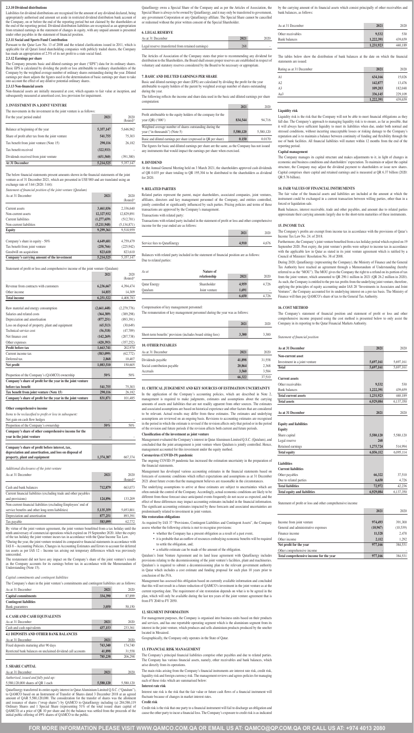### 2.3.10 Dividend distributions

Liabilities for dividend distributions are recognised for the amount of any dividend declared, being appropriately authorised and amount set aside in restricted dividend distribution bank account of the Company, on or before the end of the reporting period but not claimed by the shareholders at the end of the reporting period. Dividend distribution liabilities are recognised as an appropriation from retained earnings in the statement of changes in equity, with any unpaid amount is presented under other payables in the statement of financial position.

### 2.3.11 Social and Sports Fund Contribution

Pursuant to the Qatar Law No. 13 of 2008 and the related clarifications issued in 2011, which is applicable for all Qatari listed shareholding companies with publicly traded shares, the Company has made an appropriation of 2.5% of its net profit to a state social fund.

### 2.3.12 Earnings per share

The Company presents basic and diluted earnings per share ("EPS") data for its ordinary shares. Basic EPS is calculated by dividing the profit or loss attributable to ordinary shareholders of the Company by the weighted average number of ordinary shares outstanding during the year. Diluted earnings per share adjusts the figures used in the determination of basic earnings per share to take into account the effect of any dilutive potential ordinary shares.

### 2.3.13 Non-financial assets

Non-financial assets are initially measured at cost, which equates to fair value at inception, and subsequently measured at amortised cost, less provision for impairment.

## 3. INVESTMENT IN A JOINT VENTURE

The movements in the investment in the joint venture is as follows:

| For the year/ period ended | 2021 | 2020 (Restated)* |
|---|---|---|
| Balance at beginning of the year | 5,357,147 | 5,646,962 |
| Share of profit after tax from the joint venture | 541,755 | 75,303 |
| Tax benefit from joint venture (Note 15) | 290,116 | 26,182 |
| Tax benefit received | (322,933) | - |
| Dividends received from joint venture | (651,560) | (391,300) |
| **At 31 December** | **5,214,525** | **5,357,147** |

The below financial statements present amounts shown in the financial statements of the joint venture as of 31 December 2021, which are presented in US$'000 and are translated using an exchange rate of 3.64 (2020: 3.64):

*Statement of financial position of the joint venture (Qatalum)*

| As at 31 December | 2021 | 2020 (Restated)* |
|---|---|---|
| Current assets | 3,461,036 | 2,336,640 |
| Non-current assets | 12,327,932 | 12,829,891 |
| Current liabilities | (1,277,659) | (512,701) |
| Non-current liabilities | (5,211,948) | (5,134,871) |
| **Equity** | **9,299,361** | **9,518,959** |
| | | |
| Company's share in equity - 50% | 4,649,681 | 4,759,479 |
| Tax benefit from joint venture | (258,766) | (225,942) |
| Goodwill on acquisition | 823,610 | 823,610 |
| **Company's carrying amount of the investment** | **5,214,525** | **5,357,147** |

Statement of profit or loss and comprehensive income of the joint venture (Qatalum)

| | 2021 | 2020 (Restated)* |
|---|---|---|
| Revenue from contracts with customers | 6,236,667 | 4,394,474 |
| Other income | 14,855 | 14,309 |
| **Total income** | **6,251,522** | **4,408,783** |
| | | |
| Raw material and energy consumption | (2,661,448) | (2,279,776) |
| Salaries and related costs | (364,389) | (389,298) |
| Depreciation and amortisation | (877,251) | (893,391) |
| Loss on disposal of property, plant and equipment | (65,513) | (30,649) |
| Technical service cost | (56,518) | (47,709) |
| Net finance cost | (142,269) | (207,738) |
| Other expenses | (420,393) | (357,252) |
| **Profit before tax** | **1,663,741** | **202,970** |
| Current income tax | (583,099) | (62,772) |
| Deferred tax | 2,868 | 10,407 |
| **Net profit** | **1,083,510** | **150,605** |
| | | |
| Proportion of the Company's (QAMCO) ownership | 50% | 50% |
| **Company's share of profit for the year in the joint venture before tax benefit** | **541,755** | **75,303** |
| **Tax benefit from joint venture (Note 15)** | **290,116** | **26,182** |
| **Company's share of profit for the year in the joint venture** | **831,871** | **101,485** |
| | | |
| **Other comprehensive income** | | |
| *Items to be reclassified to profit or loss in subsequent:* | | |
| Net gain on cash flow hedges | - | - |
| Proportion of the Company's ownership | 50% | 50% |
| **Company's share of other comprehensive income for the year in the joint venture** | - | - |
| | | |
| **Company's share of profit before interest, tax, depreciation and amortisation, and loss on disposal of property, plant and equipment** | **1,374,387** | **667,374** |

*Additional disclosures of the joint venture*

| As at 31 December | 2021 | 2020 (Restated)* |
|---|---|---|
| Cash and bank balances | 712,879 | 663,073 |
| Current financial liabilities (excluding trade and other payables and provisions) | 124,896 | 133,209 |
| Non-current financial liabilities (excluding Employees' end of service benefits and other long-term liabilities) | 5,135,359 | 5,053,801 |
| Depreciation and amortisation | 877,251 | 893,391 |
| Tax payable | 583,099 | 62,772 |

By virtue of the joint venture agreement, the joint venture benefitted from a tax holiday until the tenth anniversary of commercial operations which expired on 19 September 2020. After the expiry of the tax holiday the joint venture incurs tax in accordance with the Qatar Income Tax Law.

*During the year, the joint venture restated its comparative financial statements in accordance with IAS 8 – Accounting Policies, Changes in Accounting Estimates and Errors to account for deferred tax assets as per IAS 12 – Income tax arising out temporary differences which was previously unrecorded.

The restatement did not have any impact on the Company's share of the joint venture's results as the Company accounts for its earnings before tax in accordance with the Memorandum of Understanding (Note 15).

*Capital commitments and contingent liabilities*

The Company's share in the joint venture's commitments and contingent liabilities are as follows:

| As at 31 December | 2021 | 2020 |
|---|---|---|
| **Capital commitments** | **334,390** | **87,899** |
| **Contingent liabilities** | | |
| Bank guarantees | 3,050 | 50,150 |

## 4. CASH AND CASH EQUIVALENTS

| As at 31 December | 2021 | 2020 |
|---|---|---|
| Cash and cash equivalents | 437,153 | 233,361 |

### 4.1 DEPOSITS AND OTHER BANK BALANCES

| As at 31 December | 2021 | 2020 |
|---|---|---|
| Fixed deposits maturing after 90 days | 743,340 | 174,740 |
| Restricted bank balances on unclaimed dividend call accounts | 41,898 | 31,558 |
| | 785,238 | 206,298 |

## 5. SHARE CAPITAL

| As at 31 December | 2021 | 2020 |
|---|---|---|
| *Authorised, issued and fully paid-up:* | | |
| 5,580,120,000 shares of QR 1 each | 5,580,120 | 5,580,120 |

QatarEnergy transferred its entire equity interest in Qatar Aluminium Limited Q.S.C. ("Qatalum"), to QAMCO based on an Instrument of Transfer of Shares dated 3 December 2018 at an agreed amount of QAR 5,580,120,000. The consideration for the transfer of shares was the allotment and issuance of shares ("swap shares") by QAMCO to QatarEnergy including (a) 284,586,119 Ordinary Shares and 1 Special Share (representing 51% of the total issued share capital of QAMCO) at a price of QR 10 per share and (b) the balance was settled from the proceeds of the initial public offering of 49% shares of QAMCO to the public.

QatarEnergy owns a Special Share of the Company and as per the Articles of Association, the Special Share is always to be owned by QatarEnergy, and it may only be transferred to government, any government Corporation or any QatarEnergy affiliate. The Special Share cannot be cancelled or redeemed without the prior written consent of the Special Shareholder.

## 6. LEGAL RESERVE

| As at 31 December | 2021 | 2020 |
|---|---|---|
| Legal reserve (transferred from retained earnings) | 268 | - |

The Articles of Association of the Company states that prior to recommending any dividend for distribution to the Shareholders, the Board shall ensure proper reserves are established in respect of voluntary and statutory reserves considered by the Board to be necessary or appropriate.

## 7. BASIC AND DILUTED EARNINGS PER SHARE

Basic and diluted earnings per share (EPS) are calculated by dividing the profit for the year attributable to equity holders of the parent by weighted average number of shares outstanding during the year.

The following reflects the income and share data used in the basic and diluted earnings per share computation:

| | 2021 | 2020 |
|---|---|---|
| Profit attributable to the equity holders of the company for the year (QR) ('000') | 834,544 | 94,716 |
| Weighted average number of shares outstanding during the year ("in thousands") (Note 5) | 5,580,120 | 5,580,120 |
| Basic and diluted earnings per share (expressed in QR per share) | 0.150 | 0.0170 |

The figures for basic and diluted earnings per share are the same, as the Company has not issued any instruments that would impact the earnings per share when exercised.

## 8. DIVIDEND

At the Annual General Meeting held on 3 March 2021, the shareholders approved cash dividends of QR 0.035 per share totaling to QR 195,304 to be distributed to the shareholders as dividend for 2020.

## 9. RELATED PARTIES

Related parties represent the parent, major shareholders, associated companies, joint ventures, affiliates, directors and key management personnel of the Company, and entities controlled, jointly controlled or significantly influenced by such parties. Pricing policies and terms of these transactions are approved by the Company's management.

Transactions with related party:

Transactions with related party included in the statement of profit or loss and other comprehensive income for the year ended are as follows:

| | 2021 | 2020 |
|---|---|---|
| Service fees to QatarEnergy | 4,910 | 4,676 |

Balances with related party included in the statement of financial position are as follows:

Due to related parties:

| *As at* | Nature of relationship | 2021 | 2020 |
|---|---|---|---|
| Qatar Energy | Shareholder | 4,959 | 4,726 |
| Qatalum | Joint venture | 1,691 | - |
| | | 6,650 | 4,726 |

Compensation of key management personnel:

The remuneration of key management personnel during the year was as follows:

| | 2021 | 2020 |
|---|---|---|
| Short-term benefits' provision (includes board sitting fees) | 3,300 | 3,300 |

## 10. OTHER PAYABLES

| As at 31 December | 2021 | 2020 |
|---|---|---|
| Dividends payable | 41,898 | 31,558 |
| Social contribution payable | 20,864 | 2,368 |
| Accruals | 3,560 | 3,584 |
| | 66,322 | 37,510 |

## 11. CRITICAL JUDGEMENT AND KEY SOURCES OF ESTIMATION UNCERTAINTY

In the application of the Company's accounting policies, which are described in Note 2, management is required to make judgments, estimates and assumptions about the carrying amounts of assets and liabilities that are not readily apparent from other sources. The estimates and associated assumptions are based on historical experience and other factors that are considered to be relevant. Actual results may differ from these estimates. The estimates and underlying assumptions are reviewed on an ongoing basis. Revisions to accounting estimates are recognised in the period in which the estimate is revised if the revision affects only that period or in the period of the revision and future periods if the revision affects both current and future periods.

**Classification of the investment as joint venture**

Management evaluated the Company's interest in Qatar Aluminum Limited Q.S.C. (Qatalum), and concluded that the joint arrangement is joint venture where Qatalum is jointly controlled. Hence, management accounted for this investment under the equity method.

**Coronavirus (COVID-19) pandemic**

The ongoing COVID-19 pandemic has increased the estimation uncertainty in the preparation of the financial statements.

Management has developed various accounting estimates in the financial statements based on forecasts of economic conditions which reflect expectations and assumptions as at 31 December 2021 about future events that the management believes are reasonable in the circumstances.

The underlying assumptions to arrive at those estimates are subject to uncertainties which are often outside the control of the Company. Accordingly, actual economic conditions are likely to be different from those forecast since anticipated events frequently do not occur as expected, and the effect of those differences may impact accounting estimates included in the financial information. The significant accounting estimates impacted by these forecasts and associated uncertainties are predominantly related to investment in joint venture.

**Site restoration obligations**

As required by IAS 37 "Provisions, Contingent Liabilities and Contingent Assets", the Company assess whether the following criteria is met to recognise provisions:

- whether the Company has present obligation as a result of a past event,
- it is probable that an outflow of resources embodying economic benefits will be required to settle the obligation, and;
- a reliable estimate can be made of the amount of the obligation.

Qatalum's Joint Venture Agreement and its land lease agreement with QatarEnergy includes provisions relating to the decommissioning of the joint venture's facilities, plant and machineries. Qatalum's is required to submit a decommissioning plan to the relevant government authority in Qatar which includes a cost estimate and funding proposal for such plan 10 years prior to conclusion of the JVA.

Management has assessed this obligation based on currently available information and concluded that this will not result in a future reduction of QAMCO's investment in the joint venture as at the current reporting date. The requirement of site restoration depends on what is to be agreed in the plan, which will only be available during the last ten years of the joint venture agreement that is from FY 2040 to FY 2050.

## 12. SEGMENT INFORMATION

For management purposes, the Company is organised into business units based on their products and services, and has one reportable operating segment which is the aluminium segment from its interest in the joint venture, which produces and sells aluminium products produced by the smelter located in Mesaieed.

Geographically, the Company only operates in the State of Qatar.

## 13. FINANCIAL RISK MANAGEMENT

The Company's principal financial liabilities comprise other payables and due to related parties. The Company has various financial assets, namely, other receivables and bank balances, which arise directly from its operations.

The main risks arising from the Company's financial instruments are interest rate risk, credit risk, liquidity risk and foreign currency risk. The management reviews and agrees policies for managing each of these risks which are summarised below:

**Interest rate risk**

Interest rate risk is the risk that the fair value or future cash flows of a financial instrument will fluctuate because of changes in market interest rates.

**Credit risk**

Credit risk is the risk that one party to a financial instrument will fail to discharge an obligation and cause the other party to incur a financial loss. The Company's exposure to credit risk is as indicated by the carrying amount of its financial assets which consist principally of other receivables and bank balances, as follows:

| As at 31 December | 2021 | 2020 |
|---|---|---|
| Other receivables | 9,532 | 530 |
| Bank balances | 1,222,391 | 439,659 |
| | 1,231,923 | 440,189 |

The tables below show the distribution of bank balances at the date on which the financial statements are issued:

| Rating as at 31 December | 2021 | 2020 |
|---|---|---|
| A1 | 634,166 | 15,026 |
| A2 | 142,877 | 13,476 |
| A3 | 109,203 | 182,048 |
| Aa3 | 336,145 | 229,109 |
| | 1,222,391 | 439,659 |

**Liquidity risk**

Liquidity risk is the risk that the Company will not be able to meet financial obligations as they fall due. The Company's approach to managing liquidity risk is to ensure, as far as possible, that it will always have sufficient liquidity to meet its liabilities when due, under both normal and stressed conditions, without incurring unacceptable losses or risking damage to the Company's reputation and is to maintain a balance between continuity of funding and flexibility through the use of bank facilities. All financial liabilities will mature within 12 months from the end of the reporting period.

**Capital management**

The Company manages its capital structure and makes adjustments to it, in light of changes in economic and business conditions and shareholders' expectation. To maintain or adjust the capital structure, the Company may adjust the dividend payment to shareholders or issue new shares. Capital comprises share capital and retained earnings and is measured at QR 6.37 billion (2020: QR 5.76 billion).

## 14. FAIR VALUES OF FINANCIAL INSTRUMENTS

The fair value of the financial assets and liabilities are included at the amount at which the instrument could be exchanged in a current transaction between willing parties, other than in a forced or liquidation sale.

Bank balances, interest receivable, trade and other payables, and amount due to related parties approximate their carrying amounts largely due to the short-term maturities of these instruments.

## 15. INCOME TAX

The Company's profits are exempt from income tax in accordance with the provisions of Qatar's Income Tax Law No. 24. of 2018.

Furthermore, the Company's joint venture benefited from a tax holiday period which expired on 19 September 2020. Post expiry, the joint venture's profits were subject to income tax in accordance with the applicable law in Qatar as stated in its joint venture agreement which is ratified by a Council of Ministers' Resolution No. 38 of 2008.

During 2020, QatarEnergy (representing the Company), the Ministry of Finance and the General Tax Authority have reached an agreement through a Memorandum of Understanding (hereby referred to as the "MOU"). The MOU gives the Company the right to a refund on its portion of tax from the joint venture, which amounted to QR 290.1 million in 2021 (QR 26.2 million in 2020). As such, the Company is entitled to the pre-tax profits from the underlying joint venture, therefore, applying the principles of equity accounting under IAS 28 "Investments in Associates and Joint Ventures", the Company accounted for its underlying interest on a pre-tax basis. The Ministry of Finance will then pay QAMCO's share of tax to the General Tax Authority.

## 16. COST METHOD

The Company's statement of financial position and statement of profit or loss and other comprehensive income prepared using the cost method is presented below to only assist the Company in its reporting to the Qatar Financial Markets Authority.

*Statement of financial position*

| As at 31 December | 2021 | 2020 |
|---|---|---|
| **Non-current asset** | | |
| Investment in a joint venture | 5,697,161 | 5,697,161 |
| **Total** | **5,697,161** | **5,697,161** |
| | | |
| **Current assets** | | |
| Other receivables | 9,532 | 530 |
| Bank balances | 1,222,391 | 439,659 |
| **Total current assets** | **1,231,923** | **440,189** |
| **Total assets** | **6,929,084** | **6,137,350** |
| | | |
| **As at 31 December** | **2021** | **2020** |
| | | |
| **Equity and liabilities** | | |
| **Equity** | | |
| Share capital | 5,580,120 | 5,580,120 |
| Legal reserve | 268 | - |
| Retained earnings | 1,275,724 | 514,994 |
| **Total equity** | **6,856,112** | **6,095,114** |
| | | |
| **Liabilities** | | |
| **Current liabilities** | | |
| Other payables | 66,322 | 37,510 |
| Due to related parties | 6,650 | 4,726 |
| **Total liabilities** | **72,972** | **42,236** |
| **Total equity and liabilities** | **6,929,084** | **6,137,350** |

Statement of profit or loss and other comprehensive income

| | 2021 | 2020 |
|---|---|---|
| Income from joint venture | 974,493 | 391,300 |
| General and administrative expenses | (10,967) | (10,539) |
| Finance income | 11,528 | 2,478 |
| Other income | 2,112 | 1,292 |
| **Net profit for the year** | **977,166** | **384,531** |
| Other comprehensive income | - | - |
| **Total comprehensive income for the year** | **977,166** | **384,531** |

**FOR MORE INFORMATION PLEASE VISIT WWW.QAMCO.COM.QA OR EMAIL US AT: QAMCO@QP.COM.QA OR CALL US AT: +974 4013 2080**